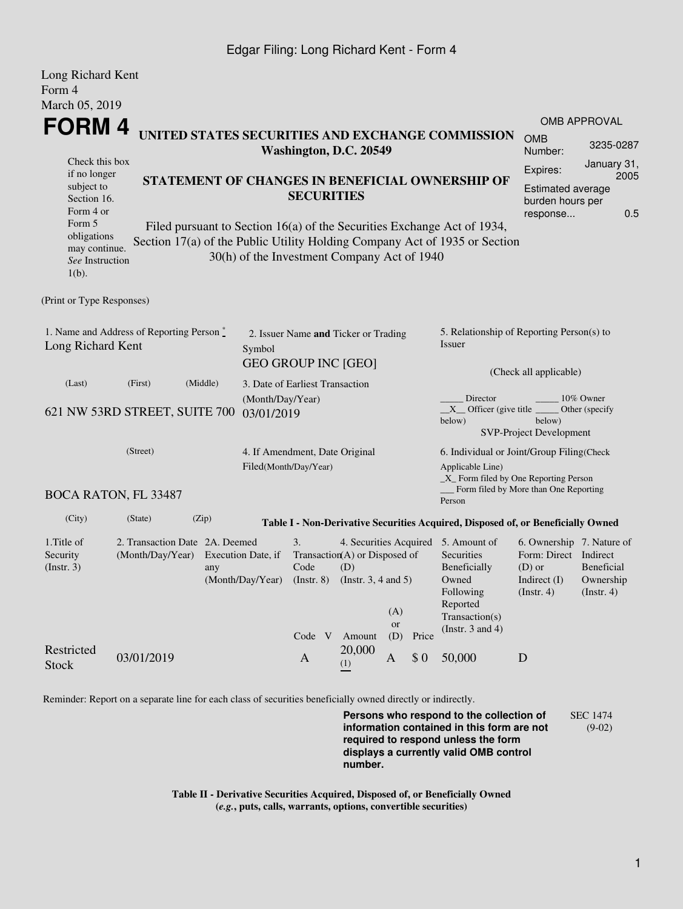Long Richard Kent
Form 4
March 05, 2019

# FORM 4

**UNITED STATES SECURITIES AND EXCHANGE COMMISSION**
**Washington, D.C. 20549**

| OMB APPROVAL | |
|---|---|
| OMB Number: | 3235-0287 |
| Expires: | January 31, 2005 |
| Estimated average burden hours per response... | 0.5 |

Check this box if no longer subject to Section 16. Form 4 or Form 5 obligations may continue. *See* Instruction 1(b).

**STATEMENT OF CHANGES IN BENEFICIAL OWNERSHIP OF SECURITIES**

Filed pursuant to Section 16(a) of the Securities Exchange Act of 1934, Section 17(a) of the Public Utility Holding Company Act of 1935 or Section 30(h) of the Investment Company Act of 1940

(Print or Type Responses)

1. Name and Address of Reporting Person *
Long Richard Kent

(Last) (First) (Middle)

621 NW 53RD STREET, SUITE 700

(Street)

BOCA RATON, FL 33487

(City) (State) (Zip)

2. Issuer Name **and** Ticker or Trading Symbol
GEO GROUP INC [GEO]

3. Date of Earliest Transaction (Month/Day/Year)
03/01/2019

4. If Amendment, Date Original Filed(Month/Day/Year)

5. Relationship of Reporting Person(s) to Issuer

(Check all applicable)

_____ Director _____ 10% Owner
__X__ Officer (give title below) _____ Other (specify below)
SVP-Project Development

6. Individual or Joint/Group Filing(Check Applicable Line)
_X_ Form filed by One Reporting Person
___ Form filed by More than One Reporting Person

**Table I - Non-Derivative Securities Acquired, Disposed of, or Beneficially Owned**

| 1.Title of Security (Instr. 3) | 2. Transaction Date (Month/Day/Year) | 2A. Deemed Execution Date, if any (Month/Day/Year) | 3. Transaction Code (Instr. 8) | | 4. Securities Acquired (A) or Disposed of (D) (Instr. 3, 4 and 5) | | | 5. Amount of Securities Beneficially Owned Following Reported Transaction(s) (Instr. 3 and 4) | 6. Ownership Form: Direct (D) or Indirect (I) (Instr. 4) | 7. Nature of Indirect Beneficial Ownership (Instr. 4) |
|---|---|---|---|---|---|---|---|---|---|---|
| | | | Code | V | Amount | (A) or (D) | Price | | | |
| Restricted Stock | 03/01/2019 | | A | | 20,000 (1) | A | $ 0 | 50,000 | D | |

Reminder: Report on a separate line for each class of securities beneficially owned directly or indirectly.

**Persons who respond to the collection of information contained in this form are not required to respond unless the form displays a currently valid OMB control number.**

SEC 1474 (9-02)

**Table II - Derivative Securities Acquired, Disposed of, or Beneficially Owned**
**(*e.g.*, puts, calls, warrants, options, convertible securities)**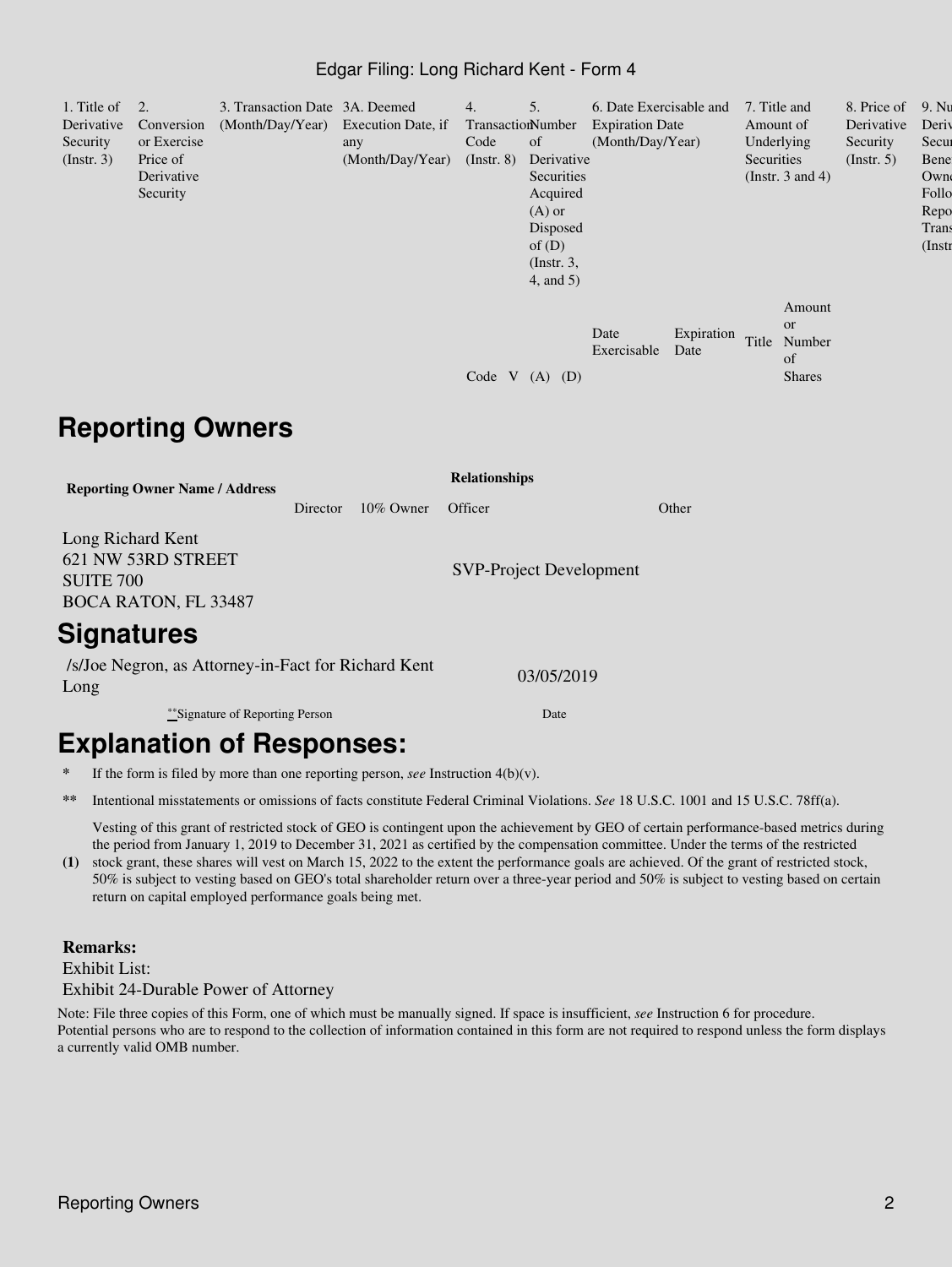| 1. Title of Derivative Security (Instr. 3) | 2. Conversion or Exercise Price of Derivative Security | 3. Transaction Date (Month/Day/Year) | 3A. Deemed Execution Date, if any (Month/Day/Year) | 4. Transaction Code (Instr. 8) | | 5. Number of Derivative Securities Acquired (A) or Disposed of (D) (Instr. 3, 4, and 5) | | 6. Date Exercisable and Expiration Date (Month/Day/Year) | | 7. Title and Amount of Underlying Securities (Instr. 3 and 4) | | 8. Price of Derivative Security (Instr. 5) | 9. Nu Deriv Secur Bene Owne Follo Repo Trans (Instr |
|---|---|---|---|---|---|---|---|---|---|---|---|---|---|
| | | | | Code | V | (A) | (D) | Date Exercisable | Expiration Date | Title | Amount or Number of Shares | | |

# Reporting Owners

| Reporting Owner Name / Address | Relationships | | | |
|---|---|---|---|---|
| | Director | 10% Owner | Officer | Other |
| Long Richard Kent<br>621 NW 53RD STREET<br>SUITE 700<br>BOCA RATON, FL 33487 | | | SVP-Project Development | |

# Signatures

| | |
|---|---|
| /s/Joe Negron, as Attorney-in-Fact for Richard Kent Long | 03/05/2019 |
| **Signature of Reporting Person | Date |

# Explanation of Responses:

\* If the form is filed by more than one reporting person, *see* Instruction 4(b)(v).

\*\* Intentional misstatements or omissions of facts constitute Federal Criminal Violations. *See* 18 U.S.C. 1001 and 15 U.S.C. 78ff(a).

**(1)** Vesting of this grant of restricted stock of GEO is contingent upon the achievement by GEO of certain performance-based metrics during the period from January 1, 2019 to December 31, 2021 as certified by the compensation committee. Under the terms of the restricted stock grant, these shares will vest on March 15, 2022 to the extent the performance goals are achieved. Of the grant of restricted stock, 50% is subject to vesting based on GEO's total shareholder return over a three-year period and 50% is subject to vesting based on certain return on capital employed performance goals being met.

**Remarks:**
Exhibit List:
Exhibit 24-Durable Power of Attorney

Note: File three copies of this Form, one of which must be manually signed. If space is insufficient, *see* Instruction 6 for procedure.
Potential persons who are to respond to the collection of information contained in this form are not required to respond unless the form displays a currently valid OMB number.